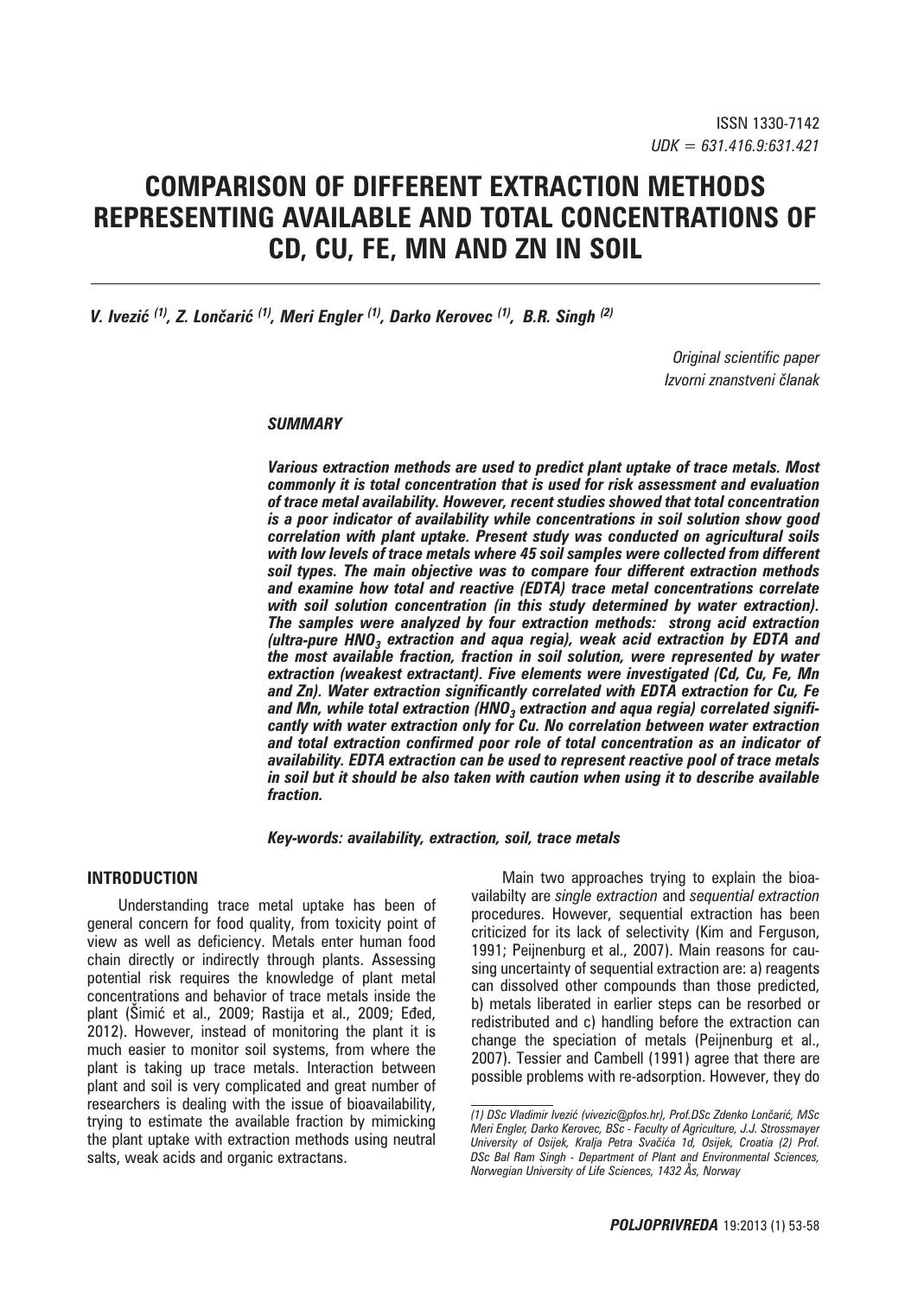ISSN 1330-7142
*UDK = 631.416.9:631.421*

# COMPARISON OF DIFFERENT EXTRACTION METHODS REPRESENTING AVAILABLE AND TOTAL CONCENTRATIONS OF CD, CU, FE, MN AND ZN IN SOIL

***V. Ivezić [(1)], Z. Lončarić [(1)], Meri Engler [(1)], Darko Kerovec [(1)], B.R. Singh [(2)]***

*Original scientific paper*
*Izvorni znanstveni članak*

## *SUMMARY*

***Various extraction methods are used to predict plant uptake of trace metals. Most commonly it is total concentration that is used for risk assessment and evaluation of trace metal availability. However, recent studies showed that total concentration is a poor indicator of availability while concentrations in soil solution show good correlation with plant uptake. Present study was conducted on agricultural soils with low levels of trace metals where 45 soil samples were collected from different soil types. The main objective was to compare four different extraction methods and examine how total and reactive (EDTA) trace metal concentrations correlate with soil solution concentration (in this study determined by water extraction). The samples were analyzed by four extraction methods: strong acid extraction (ultra-pure $HNO_3$ extraction and aqua regia), weak acid extraction by EDTA and the most available fraction, fraction in soil solution, were represented by water extraction (weakest extractant). Five elements were investigated (Cd, Cu, Fe, Mn and Zn). Water extraction significantly correlated with EDTA extraction for Cu, Fe and Mn, while total extraction ($HNO_3$ extraction and aqua regia) correlated significantly with water extraction only for Cu. No correlation between water extraction and total extraction confirmed poor role of total concentration as an indicator of availability. EDTA extraction can be used to represent reactive pool of trace metals in soil but it should be also taken with caution when using it to describe available fraction.***

***Key-words: availability, extraction, soil, trace metals***

## INTRODUCTION

Understanding trace metal uptake has been of general concern for food quality, from toxicity point of view as well as deficiency. Metals enter human food chain directly or indirectly through plants. Assessing potential risk requires the knowledge of plant metal concentrations and behavior of trace metals inside the plant (Šimić et al., 2009; Rastija et al., 2009; Eđed, 2012). However, instead of monitoring the plant it is much easier to monitor soil systems, from where the plant is taking up trace metals. Interaction between plant and soil is very complicated and great number of researchers is dealing with the issue of bioavailability, trying to estimate the available fraction by mimicking the plant uptake with extraction methods using neutral salts, weak acids and organic extractans.

Main two approaches trying to explain the bioavailabilty are *single extraction* and *sequential extraction* procedures. However, sequential extraction has been criticized for its lack of selectivity (Kim and Ferguson, 1991; Peijnenburg et al., 2007). Main reasons for causing uncertainty of sequential extraction are: a) reagents can dissolved other compounds than those predicted, b) metals liberated in earlier steps can be resorbed or redistributed and c) handling before the extraction can change the speciation of metals (Peijnenburg et al., 2007). Tessier and Cambell (1991) agree that there are possible problems with re-adsorption. However, they do

---

*(1) DSc Vladimir Ivezić (vivezic@pfos.hr), Prof.DSc Zdenko Lončarić, MSc Meri Engler, Darko Kerovec, BSc - Faculty of Agriculture, J.J. Strossmayer University of Osijek, Kralja Petra Svačića 1d, Osijek, Croatia (2) Prof. DSc Bal Ram Singh - Department of Plant and Environmental Sciences, Norwegian University of Life Sciences, 1432 Ås, Norway*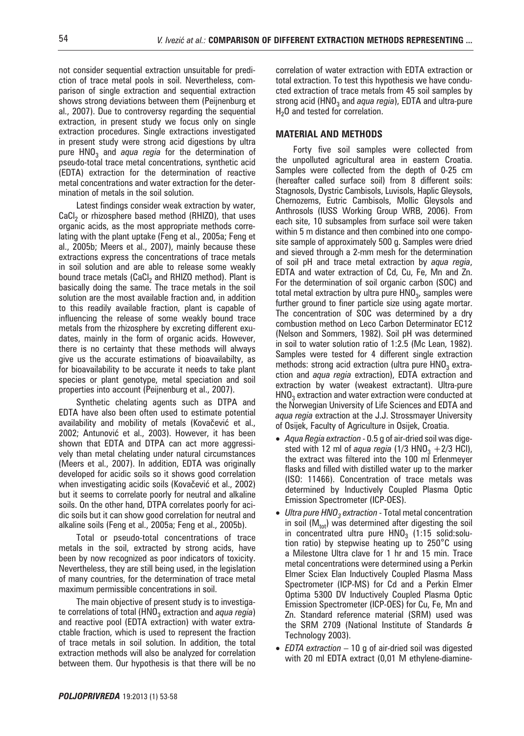not consider sequential extraction unsuitable for prediction of trace metal pools in soil. Nevertheless, comparison of single extraction and sequential extraction shows strong deviations between them (Peijnenburg et al., 2007). Due to controversy regarding the sequential extraction, in present study we focus only on single extraction procedures. Single extractions investigated in present study were strong acid digestions by ultra pure $HNO_3$ and *aqua regia* for the determination of pseudo-total trace metal concentrations, synthetic acid (EDTA) extraction for the determination of reactive metal concentrations and water extraction for the determination of metals in the soil solution.

Latest findings consider weak extraction by water, $CaCl_2$ or rhizosphere based method (RHIZO), that uses organic acids, as the most appropriate methods correlating with the plant uptake (Feng et al., 2005a; Feng et al., 2005b; Meers et al., 2007), mainly because these extractions express the concentrations of trace metals in soil solution and are able to release some weakly bound trace metals ($CaCl_2$ and RHIZO method). Plant is basically doing the same. The trace metals in the soil solution are the most available fraction and, in addition to this readily available fraction, plant is capable of influencing the release of some weakly bound trace metals from the rhizosphere by excreting different exudates, mainly in the form of organic acids. However, there is no certainty that these methods will always give us the accurate estimations of bioavailabilty, as for bioavailability to be accurate it needs to take plant species or plant genotype, metal speciation and soil properties into account (Peijnenburg et al., 2007).

Synthetic chelating agents such as DTPA and EDTA have also been often used to estimate potential availability and mobility of metals (Kovačević et al., 2002; Antunović et al., 2003). However, it has been shown that EDTA and DTPA can act more aggressively than metal chelating under natural circumstances (Meers et al., 2007). In addition, EDTA was originally developed for acidic soils so it shows good correlation when investigating acidic soils (Kovačević et al., 2002) but it seems to correlate poorly for neutral and alkaline soils. On the other hand, DTPA correlates poorly for acidic soils but it can show good correlation for neutral and alkaline soils (Feng et al., 2005a; Feng et al., 2005b).

Total or pseudo-total concentrations of trace metals in the soil, extracted by strong acids, have been by now recognized as poor indicators of toxicity. Nevertheless, they are still being used, in the legislation of many countries, for the determination of trace metal maximum permissible concentrations in soil.

The main objective of present study is to investigate correlations of total ($HNO_3$ extraction and *aqua regia*) and reactive pool (EDTA extraction) with water extractable fraction, which is used to represent the fraction of trace metals in soil solution. In addition, the total extraction methods will also be analyzed for correlation between them. Our hypothesis is that there will be no correlation of water extraction with EDTA extraction or total extraction. To test this hypothesis we have conducted extraction of trace metals from 45 soil samples by strong acid ($HNO_3$ and *aqua regia*), EDTA and ultra-pure $H_2O$ and tested for correlation.

## MATERIAL AND METHODS

Forty five soil samples were collected from the unpolluted agricultural area in eastern Croatia. Samples were collected from the depth of 0-25 cm (hereafter called surface soil) from 8 different soils: Stagnosols, Dystric Cambisols, Luvisols, Haplic Gleysols, Chernozems, Eutric Cambisols, Mollic Gleysols and Anthrosols (IUSS Working Group WRB, 2006). From each site, 10 subsamples from surface soil were taken within 5 m distance and then combined into one composite sample of approximately 500 g. Samples were dried and sieved through a 2-mm mesh for the determination of soil pH and trace metal extraction by *aqua regia*, EDTA and water extraction of Cd, Cu, Fe, Mn and Zn. For the determination of soil organic carbon (SOC) and total metal extraction by ultra pure $HNO_3$, samples were further ground to finer particle size using agate mortar. The concentration of SOC was determined by a dry combustion method on Leco Carbon Determinator EC12 (Nelson and Sommers, 1982). Soil pH was determined in soil to water solution ratio of 1:2.5 (Mc Lean, 1982). Samples were tested for 4 different single extraction methods: strong acid extraction (ultra pure $HNO_3$ extraction and *aqua regia* extraction), EDTA extraction and extraction by water (weakest extractant). Ultra-pure $HNO_3$ extraction and water extraction were conducted at the Norwegian University of Life Sciences and EDTA and *aqua regia* extraction at the J.J. Strossmayer University of Osijek, Faculty of Agriculture in Osijek, Croatia.

- *Aqua Regia extraction* - 0.5 g of air-dried soil was digested with 12 ml of *aqua regia* (1/3 $HNO_3$ + 2/3 HCl), the extract was filtered into the 100 ml Erlenmeyer flasks and filled with distilled water up to the marker (ISO: 11466). Concentration of trace metals was determined by Inductively Coupled Plasma Optic Emission Spectrometer (ICP-OES).
- *Ultra pure $HNO_3$ extraction* - Total metal concentration in soil ($M_{tot}$) was determined after digesting the soil in concentrated ultra pure $HNO_3$ (1:15 solid:solution ratio) by stepwise heating up to 250°C using a Milestone Ultra clave for 1 hr and 15 min. Trace metal concentrations were determined using a Perkin Elmer Sciex Elan Inductively Coupled Plasma Mass Spectrometer (ICP-MS) for Cd and a Perkin Elmer Optima 5300 DV Inductively Coupled Plasma Optic Emission Spectrometer (ICP-OES) for Cu, Fe, Mn and Zn. Standard reference material (SRM) used was the SRM 2709 (National Institute of Standards & Technology 2003).
- *EDTA extraction* – 10 g of air-dried soil was digested with 20 ml EDTA extract (0,01 M ethylene-diamine-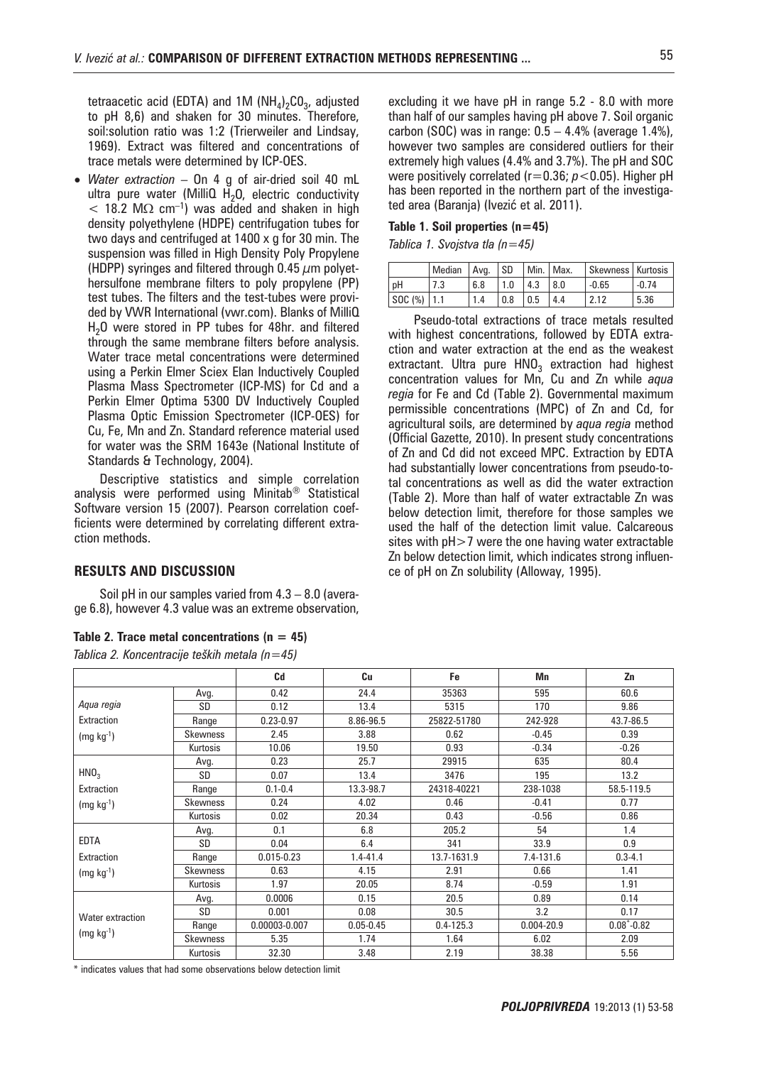tetraacetic acid (EDTA) and 1M $(NH_4)_2CO_3$, adjusted to pH 8,6) and shaken for 30 minutes. Therefore, soil:solution ratio was 1:2 (Trierweiler and Lindsay, 1969). Extract was filtered and concentrations of trace metals were determined by ICP-OES.

- *Water extraction* – On 4 g of air-dried soil 40 mL ultra pure water (MilliQ $H_2O$, electric conductivity $< 18.2$ MΩ cm$^{-1}$) was added and shaken in high density polyethylene (HDPE) centrifugation tubes for two days and centrifuged at 1400 x g for 30 min. The suspension was filled in High Density Poly Propylene (HDPP) syringes and filtered through 0.45 μm polyethersulfone membrane filters to poly propylene (PP) test tubes. The filters and the test-tubes were provided by VWR International (vwr.com). Blanks of MilliQ $H_2O$ were stored in PP tubes for 48hr. and filtered through the same membrane filters before analysis. Water trace metal concentrations were determined using a Perkin Elmer Sciex Elan Inductively Coupled Plasma Mass Spectrometer (ICP-MS) for Cd and a Perkin Elmer Optima 5300 DV Inductively Coupled Plasma Optic Emission Spectrometer (ICP-OES) for Cu, Fe, Mn and Zn. Standard reference material used for water was the SRM 1643e (National Institute of Standards & Technology, 2004).

Descriptive statistics and simple correlation analysis were performed using Minitab® Statistical Software version 15 (2007). Pearson correlation coefficients were determined by correlating different extraction methods.

## RESULTS AND DISCUSSION

Soil pH in our samples varied from 4.3 – 8.0 (average 6.8), however 4.3 value was an extreme observation, excluding it we have pH in range 5.2 - 8.0 with more than half of our samples having pH above 7. Soil organic carbon (SOC) was in range: 0.5 – 4.4% (average 1.4%), however two samples are considered outliers for their extremely high values (4.4% and 3.7%). The pH and SOC were positively correlated ($r=0.36$; $p<0.05$). Higher pH has been reported in the northern part of the investigated area (Baranja) (Ivezić et al. 2011).

**Table 1. Soil properties (n=45)**

*Tablica 1. Svojstva tla (n=45)*

| | Median | Avg. | SD | Min. | Max. | Skewness | Kurtosis |
|---|---|---|---|---|---|---|---|
| pH | 7.3 | 6.8 | 1.0 | 4.3 | 8.0 | -0.65 | -0.74 |
| SOC (%) | 1.1 | 1.4 | 0.8 | 0.5 | 4.4 | 2.12 | 5.36 |

Pseudo-total extractions of trace metals resulted with highest concentrations, followed by EDTA extraction and water extraction at the end as the weakest extractant. Ultra pure $HNO_3$ extraction had highest concentration values for Mn, Cu and Zn while *aqua regia* for Fe and Cd (Table 2). Governmental maximum permissible concentrations (MPC) of Zn and Cd, for agricultural soils, are determined by *aqua regia* method (Official Gazette, 2010). In present study concentrations of Zn and Cd did not exceed MPC. Extraction by EDTA had substantially lower concentrations from pseudo-total concentrations as well as did the water extraction (Table 2). More than half of water extractable Zn was below detection limit, therefore for those samples we used the half of the detection limit value. Calcareous sites with pH>7 were the one having water extractable Zn below detection limit, which indicates strong influence of pH on Zn solubility (Alloway, 1995).

**Table 2. Trace metal concentrations (n = 45)**

*Tablica 2. Koncentracije teških metala (n=45)*

| | | Cd | Cu | Fe | Mn | Zn |
|---|---|---|---|---|---|---|
| *Aqua regia* Extraction (mg kg$^{-1}$) | Avg. | 0.42 | 24.4 | 35363 | 595 | 60.6 |
| | SD | 0.12 | 13.4 | 5315 | 170 | 9.86 |
| | Range | 0.23-0.97 | 8.86-96.5 | 25822-51780 | 242-928 | 43.7-86.5 |
| | Skewness | 2.45 | 3.88 | 0.62 | -0.45 | 0.39 |
| | Kurtosis | 10.06 | 19.50 | 0.93 | -0.34 | -0.26 |
| $HNO_3$ Extraction (mg kg$^{-1}$) | Avg. | 0.23 | 25.7 | 29915 | 635 | 80.4 |
| | SD | 0.07 | 13.4 | 3476 | 195 | 13.2 |
| | Range | 0.1-0.4 | 13.3-98.7 | 24318-40221 | 238-1038 | 58.5-119.5 |
| | Skewness | 0.24 | 4.02 | 0.46 | -0.41 | 0.77 |
| | Kurtosis | 0.02 | 20.34 | 0.43 | -0.56 | 0.86 |
| EDTA Extraction (mg kg$^{-1}$) | Avg. | 0.1 | 6.8 | 205.2 | 54 | 1.4 |
| | SD | 0.04 | 6.4 | 341 | 33.9 | 0.9 |
| | Range | 0.015-0.23 | 1.4-41.4 | 13.7-1631.9 | 7.4-131.6 | 0.3-4.1 |
| | Skewness | 0.63 | 4.15 | 2.91 | 0.66 | 1.41 |
| | Kurtosis | 1.97 | 20.05 | 8.74 | -0.59 | 1.91 |
| Water extraction (mg kg$^{-1}$) | Avg. | 0.0006 | 0.15 | 20.5 | 0.89 | 0.14 |
| | SD | 0.001 | 0.08 | 30.5 | 3.2 | 0.17 |
| | Range | 0.00003-0.007 | 0.05-0.45 | 0.4-125.3 | 0.004-20.9 | 0.08*-0.82 |
| | Skewness | 5.35 | 1.74 | 1.64 | 6.02 | 2.09 |
| | Kurtosis | 32.30 | 3.48 | 2.19 | 38.38 | 5.56 |

\* indicates values that had some observations below detection limit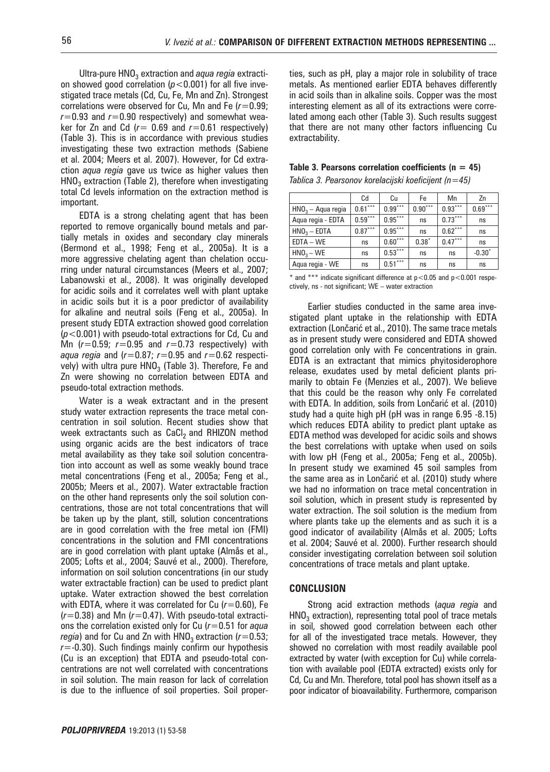Ultra-pure $HNO_3$ extraction and *aqua regia* extraction showed good correlation ($p<0.001$) for all five investigated trace metals (Cd, Cu, Fe, Mn and Zn). Strongest correlations were observed for Cu, Mn and Fe ($r=0.99$; $r=0.93$ and $r=0.90$ respectively) and somewhat weaker for Zn and Cd ($r=0.69$ and $r=0.61$ respectively) (Table 3). This is in accordance with previous studies investigating these two extraction methods (Sabiene et al. 2004; Meers et al. 2007). However, for Cd extraction *aqua regia* gave us twice as higher values then $HNO_3$ extraction (Table 2), therefore when investigating total Cd levels information on the extraction method is important.

EDTA is a strong chelating agent that has been reported to remove organically bound metals and partially metals in oxides and secondary clay minerals (Bermond et al., 1998; Feng et al., 2005a). It is a more aggressive chelating agent than chelation occurring under natural circumstances (Meers et al., 2007; Labanowski et al., 2008). It was originally developed for acidic soils and it correlates well with plant uptake in acidic soils but it is a poor predictor of availability for alkaline and neutral soils (Feng et al., 2005a). In present study EDTA extraction showed good correlation ($p<0.001$) with pseudo-total extractions for Cd, Cu and Mn ($r=0.59$; $r=0.95$ and $r=0.73$ respectively) with *aqua regia* and ($r=0.87$; $r=0.95$ and $r=0.62$ respectively) with ultra pure $HNO_3$ (Table 3). Therefore, Fe and Zn were showing no correlation between EDTA and pseudo-total extraction methods.

Water is a weak extractant and in the present study water extraction represents the trace metal concentration in soil solution. Recent studies show that week extractants such as $CaCl_2$ and RHIZON method using organic acids are the best indicators of trace metal availability as they take soil solution concentration into account as well as some weakly bound trace metal concentrations (Feng et al., 2005a; Feng et al., 2005b; Meers et al., 2007). Water extractable fraction on the other hand represents only the soil solution concentrations, those are not total concentrations that will be taken up by the plant, still, solution concentrations are in good correlation with the free metal ion (FMI) concentrations in the solution and FMI concentrations are in good correlation with plant uptake (Almås et al., 2005; Lofts et al., 2004; Sauvé et al., 2000). Therefore, information on soil solution concentrations (in our study water extractable fraction) can be used to predict plant uptake. Water extraction showed the best correlation with EDTA, where it was correlated for Cu ($r=0.60$), Fe ($r=0.38$) and Mn ($r=0.47$). With pseudo-total extractions the correlation existed only for Cu ($r=0.51$ for *aqua regia*) and for Cu and Zn with $HNO_3$ extraction ($r=0.53$; $r=-0.30$). Such findings mainly confirm our hypothesis (Cu is an exception) that EDTA and pseudo-total concentrations are not well correlated with concentrations in soil solution. The main reason for lack of correlation is due to the influence of soil properties. Soil properties, such as pH, play a major role in solubility of trace metals. As mentioned earlier EDTA behaves differently in acid soils than in alkaline soils. Copper was the most interesting element as all of its extractions were correlated among each other (Table 3). Such results suggest that there are not many other factors influencing Cu extractability.

**Table 3. Pearsons correlation coefficients (n = 45)**

*Tablica 3. Pearsonov korelacijski koeficijent (n=45)*

| | Cd | Cu | Fe | Mn | Zn |
|---|---|---|---|---|---|
| $HNO_3$ – Aqua regia | $0.61^{***}$ | $0.99^{***}$ | $0.90^{***}$ | $0.93^{***}$ | $0.69^{***}$ |
| Aqua regia - EDTA | $0.59^{***}$ | $0.95^{***}$ | ns | $0.73^{***}$ | ns |
| $HNO_3$ – EDTA | $0.87^{***}$ | $0.95^{***}$ | ns | $0.62^{***}$ | ns |
| EDTA – WE | ns | $0.60^{***}$ | $0.38^{*}$ | $0.47^{***}$ | ns |
| $HNO_3$ – WE | ns | $0.53^{***}$ | ns | ns | $-0.30^{*}$ |
| Aqua regia - WE | ns | $0.51^{***}$ | ns | ns | ns |

\* and \*\*\* indicate significant difference at $p<0.05$ and $p<0.001$ respectively, ns - not significant; WE – water extraction

Earlier studies conducted in the same area investigated plant uptake in the relationship with EDTA extraction (Lončarić et al., 2010). The same trace metals as in present study were considered and EDTA showed good correlation only with Fe concentrations in grain. EDTA is an extractant that mimics phyitosiderophore release, exudates used by metal deficient plants primarily to obtain Fe (Menzies et al., 2007). We believe that this could be the reason why only Fe correlated with EDTA. In addition, soils from Lončarić et al. (2010) study had a quite high pH (pH was in range 6.95 -8.15) which reduces EDTA ability to predict plant uptake as EDTA method was developed for acidic soils and shows the best correlations with uptake when used on soils with low pH (Feng et al., 2005a; Feng et al., 2005b). In present study we examined 45 soil samples from the same area as in Lončarić et al. (2010) study where we had no information on trace metal concentration in soil solution, which in present study is represented by water extraction. The soil solution is the medium from where plants take up the elements and as such it is a good indicator of availability (Almås et al. 2005; Lofts et al. 2004; Sauvé et al. 2000). Further research should consider investigating correlation between soil solution concentrations of trace metals and plant uptake.

## CONCLUSION

Strong acid extraction methods (*aqua regia* and $HNO_3$ extraction), representing total pool of trace metals in soil, showed good correlation between each other for all of the investigated trace metals. However, they showed no correlation with most readily available pool extracted by water (with exception for Cu) while correlation with available pool (EDTA extracted) exists only for Cd, Cu and Mn. Therefore, total pool has shown itself as a poor indicator of bioavailability. Furthermore, comparison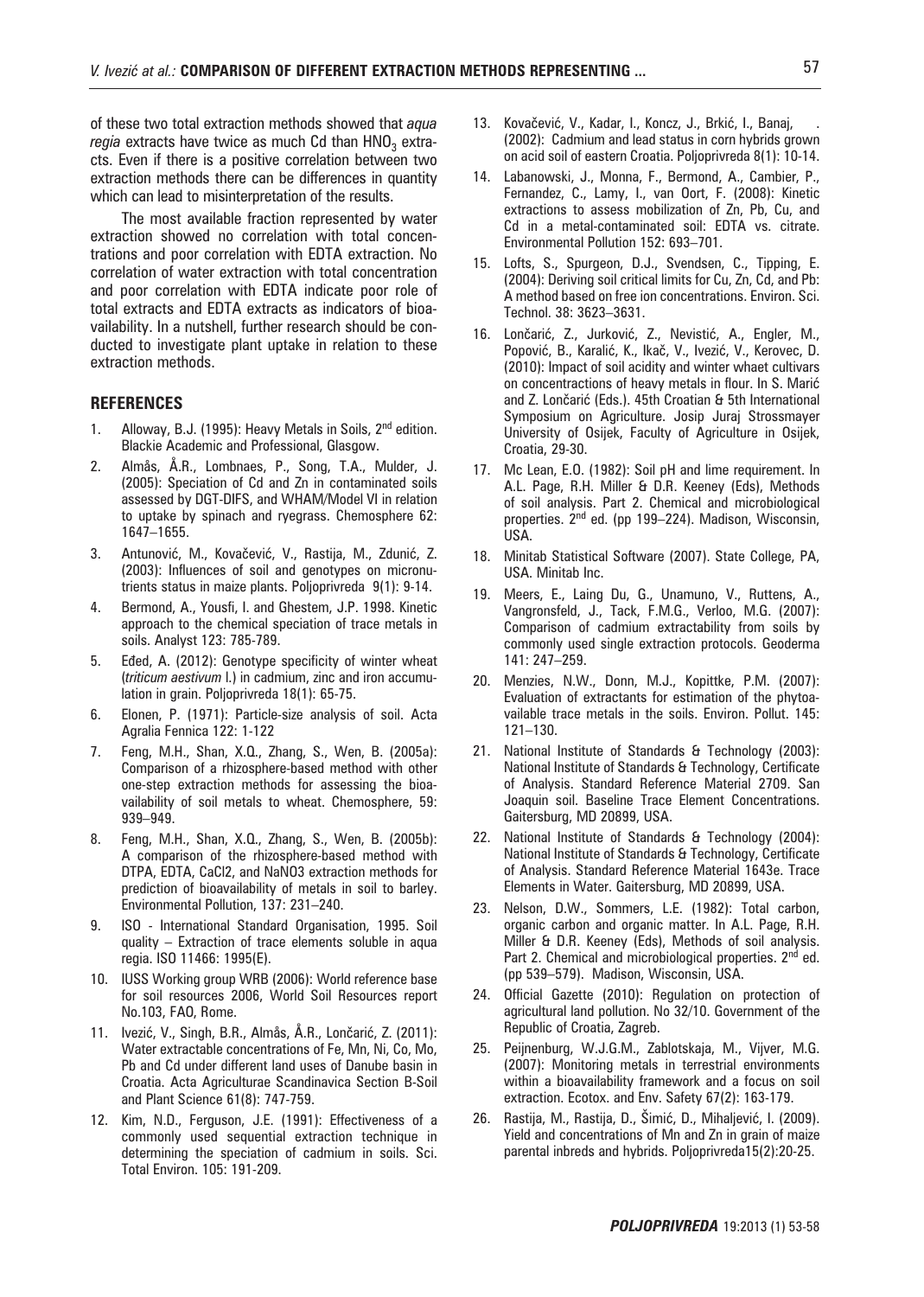of these two total extraction methods showed that *aqua regia* extracts have twice as much Cd than $HNO_3$ extracts. Even if there is a positive correlation between two extraction methods there can be differences in quantity which can lead to misinterpretation of the results.

The most available fraction represented by water extraction showed no correlation with total concentrations and poor correlation with EDTA extraction. No correlation of water extraction with total concentration and poor correlation with EDTA indicate poor role of total extracts and EDTA extracts as indicators of bioavailability. In a nutshell, further research should be conducted to investigate plant uptake in relation to these extraction methods.

## REFERENCES

1. Alloway, B.J. (1995): Heavy Metals in Soils, 2nd edition. Blackie Academic and Professional, Glasgow.
2. Almås, Å.R., Lombnaes, P., Song, T.A., Mulder, J. (2005): Speciation of Cd and Zn in contaminated soils assessed by DGT-DIFS, and WHAM/Model VI in relation to uptake by spinach and ryegrass. Chemosphere 62: 1647–1655.
3. Antunović, M., Kovačević, V., Rastija, M., Zdunić, Z. (2003): Influences of soil and genotypes on micronutrients status in maize plants. Poljoprivreda 9(1): 9-14.
4. Bermond, A., Yousfi, I. and Ghestem, J.P. 1998. Kinetic approach to the chemical speciation of trace metals in soils. Analyst 123: 785-789.
5. Eđed, A. (2012): Genotype specificity of winter wheat (*triticum aestivum* l.) in cadmium, zinc and iron accumulation in grain. Poljoprivreda 18(1): 65-75.
6. Elonen, P. (1971): Particle-size analysis of soil. Acta Agralia Fennica 122: 1-122
7. Feng, M.H., Shan, X.Q., Zhang, S., Wen, B. (2005a): Comparison of a rhizosphere-based method with other one-step extraction methods for assessing the bioavailability of soil metals to wheat. Chemosphere, 59: 939–949.
8. Feng, M.H., Shan, X.Q., Zhang, S., Wen, B. (2005b): A comparison of the rhizosphere-based method with DTPA, EDTA, CaCl2, and NaNO3 extraction methods for prediction of bioavailability of metals in soil to barley. Environmental Pollution, 137: 231–240.
9. ISO - International Standard Organisation, 1995. Soil quality – Extraction of trace elements soluble in aqua regia. ISO 11466: 1995(E).
10. IUSS Working group WRB (2006): World reference base for soil resources 2006, World Soil Resources report No.103, FAO, Rome.
11. Ivezić, V., Singh, B.R., Almås, Å.R., Lončarić, Z. (2011): Water extractable concentrations of Fe, Mn, Ni, Co, Mo, Pb and Cd under different land uses of Danube basin in Croatia. Acta Agriculturae Scandinavica Section B-Soil and Plant Science 61(8): 747-759.
12. Kim, N.D., Ferguson, J.E. (1991): Effectiveness of a commonly used sequential extraction technique in determining the speciation of cadmium in soils. Sci. Total Environ. 105: 191-209.
13. Kovačević, V., Kadar, I., Koncz, J., Brkić, I., Banaj, . (2002): Cadmium and lead status in corn hybrids grown on acid soil of eastern Croatia. Poljoprivreda 8(1): 10-14.
14. Labanowski, J., Monna, F., Bermond, A., Cambier, P., Fernandez, C., Lamy, I., van Oort, F. (2008): Kinetic extractions to assess mobilization of Zn, Pb, Cu, and Cd in a metal-contaminated soil: EDTA vs. citrate. Environmental Pollution 152: 693–701.
15. Lofts, S., Spurgeon, D.J., Svendsen, C., Tipping, E. (2004): Deriving soil critical limits for Cu, Zn, Cd, and Pb: A method based on free ion concentrations. Environ. Sci. Technol. 38: 3623–3631.
16. Lončarić, Z., Jurković, Z., Nevistić, A., Engler, M., Popović, B., Karalić, K., Ikač, V., Ivezić, V., Kerovec, D. (2010): Impact of soil acidity and winter whaet cultivars on concentractions of heavy metals in flour. In S. Marić and Z. Lončarić (Eds.). 45th Croatian & 5th International Symposium on Agriculture. Josip Juraj Strossmayer University of Osijek, Faculty of Agriculture in Osijek, Croatia, 29-30.
17. Mc Lean, E.O. (1982): Soil pH and lime requirement. In A.L. Page, R.H. Miller & D.R. Keeney (Eds), Methods of soil analysis. Part 2. Chemical and microbiological properties. 2nd ed. (pp 199–224). Madison, Wisconsin, USA.
18. Minitab Statistical Software (2007). State College, PA, USA. Minitab Inc.
19. Meers, E., Laing Du, G., Unamuno, V., Ruttens, A., Vangronsfeld, J., Tack, F.M.G., Verloo, M.G. (2007): Comparison of cadmium extractability from soils by commonly used single extraction protocols. Geoderma 141: 247–259.
20. Menzies, N.W., Donn, M.J., Kopittke, P.M. (2007): Evaluation of extractants for estimation of the phytoavailable trace metals in the soils. Environ. Pollut. 145: 121–130.
21. National Institute of Standards & Technology (2003): National Institute of Standards & Technology, Certificate of Analysis. Standard Reference Material 2709. San Joaquin soil. Baseline Trace Element Concentrations. Gaitersburg, MD 20899, USA.
22. National Institute of Standards & Technology (2004): National Institute of Standards & Technology, Certificate of Analysis. Standard Reference Material 1643e. Trace Elements in Water. Gaitersburg, MD 20899, USA.
23. Nelson, D.W., Sommers, L.E. (1982): Total carbon, organic carbon and organic matter. In A.L. Page, R.H. Miller & D.R. Keeney (Eds), Methods of soil analysis. Part 2. Chemical and microbiological properties. 2nd ed. (pp 539–579). Madison, Wisconsin, USA.
24. Official Gazette (2010): Regulation on protection of agricultural land pollution. No 32/10. Government of the Republic of Croatia, Zagreb.
25. Peijnenburg, W.J.G.M., Zablotskaja, M., Vijver, M.G. (2007): Monitoring metals in terrestrial environments within a bioavailability framework and a focus on soil extraction. Ecotox. and Env. Safety 67(2): 163-179.
26. Rastija, M., Rastija, D., Šimić, D., Mihaljević, I. (2009). Yield and concentrations of Mn and Zn in grain of maize parental inbreds and hybrids. Poljoprivreda15(2):20-25.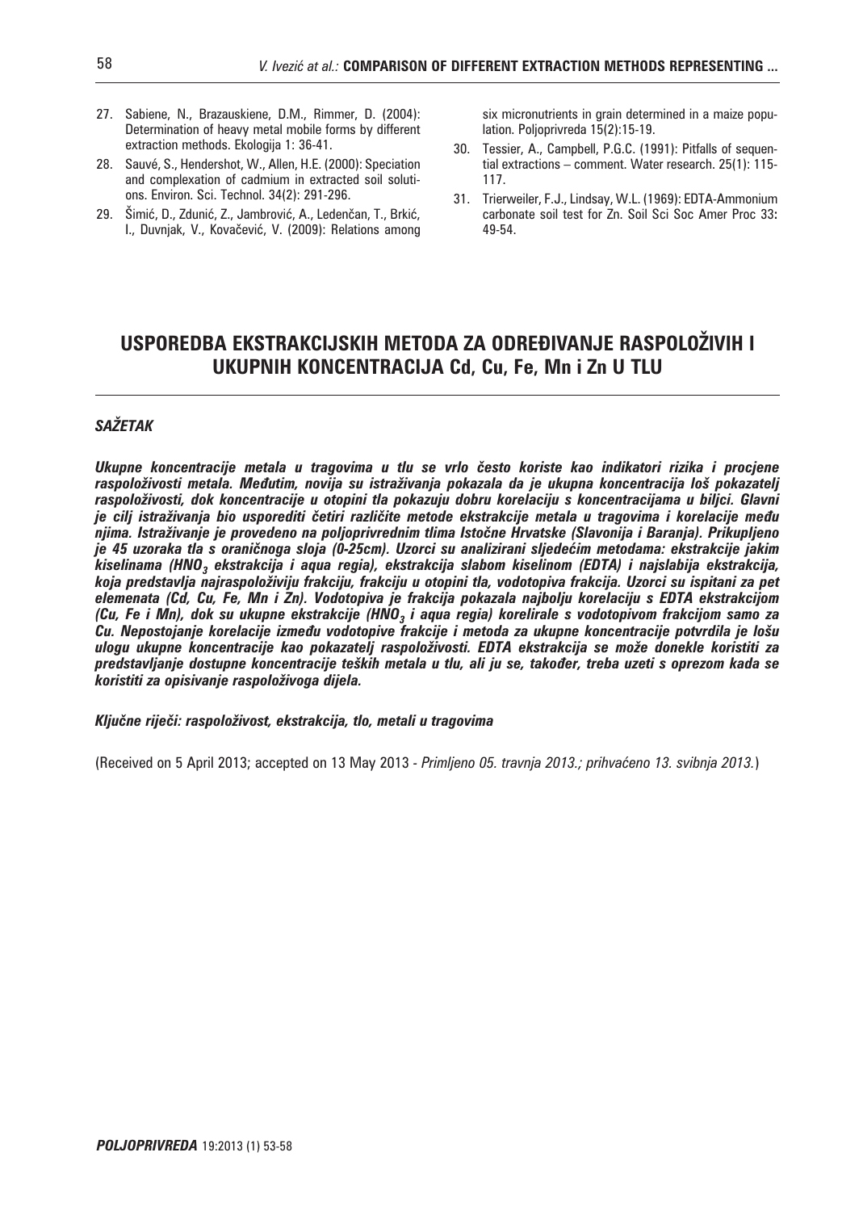27. Sabiene, N., Brazauskiene, D.M., Rimmer, D. (2004): Determination of heavy metal mobile forms by different extraction methods. Ekologija 1: 36-41.
28. Sauvé, S., Hendershot, W., Allen, H.E. (2000): Speciation and complexation of cadmium in extracted soil solutions. Environ. Sci. Technol. 34(2): 291-296.
29. Šimić, D., Zdunić, Z., Jambrović, A., Ledenčan, T., Brkić, I., Duvnjak, V., Kovačević, V. (2009): Relations among six micronutrients in grain determined in a maize population. Poljoprivreda 15(2):15-19.
30. Tessier, A., Campbell, P.G.C. (1991): Pitfalls of sequential extractions – comment. Water research. 25(1): 115-117.
31. Trierweiler, F.J., Lindsay, W.L. (1969): EDTA-Ammonium carbonate soil test for Zn. Soil Sci Soc Amer Proc 33**:** 49-54.

# USPOREDBA EKSTRAKCIJSKIH METODA ZA ODREĐIVANJE RASPOLOŽIVIH I UKUPNIH KONCENTRACIJA Cd, Cu, Fe, Mn i Zn U TLU

## *SAŽETAK*

***Ukupne koncentracije metala u tragovima u tlu se vrlo često koriste kao indikatori rizika i procjene raspoloživosti metala. Međutim, novija su istraživanja pokazala da je ukupna koncentracija loš pokazatelj raspoloživosti, dok koncentracije u otopini tla pokazuju dobru korelaciju s koncentracijama u biljci. Glavni je cilj istraživanja bio usporediti četiri različite metode ekstrakcije metala u tragovima i korelacije među njima. Istraživanje je provedeno na poljoprivrednim tlima Istočne Hrvatske (Slavonija i Baranja). Prikupljeno je 45 uzoraka tla s oraničnoga sloja (0-25cm). Uzorci su analizirani sljedećim metodama: ekstrakcije jakim kiselinama ($HNO_3$ ekstrakcija i aqua regia), ekstrakcija slabom kiselinom (EDTA) i najslabija ekstrakcija, koja predstavlja najraspoloživiju frakciju, frakciju u otopini tla, vodotopiva frakcija. Uzorci su ispitani za pet elemenata (Cd, Cu, Fe, Mn i Zn). Vodotopiva je frakcija pokazala najbolju korelaciju s EDTA ekstrakcijom (Cu, Fe i Mn), dok su ukupne ekstrakcije ($HNO_3$ i aqua regia) korelirale s vodotopivom frakcijom samo za Cu. Nepostojanje korelacije između vodotopive frakcije i metoda za ukupne koncentracije potvrdila je lošu ulogu ukupne koncentracije kao pokazatelj raspoloživosti. EDTA ekstrakcija se može donekle koristiti za predstavljanje dostupne koncentracije teških metala u tlu, ali ju se, također, treba uzeti s oprezom kada se koristiti za opisivanje raspoloživoga dijela.***

***Ključne riječi: raspoloživost, ekstrakcija, tlo, metali u tragovima***

(Received on 5 April 2013; accepted on 13 May 2013 - *Primljeno 05. travnja 2013.; prihvaćeno 13. svibnja 2013.*)